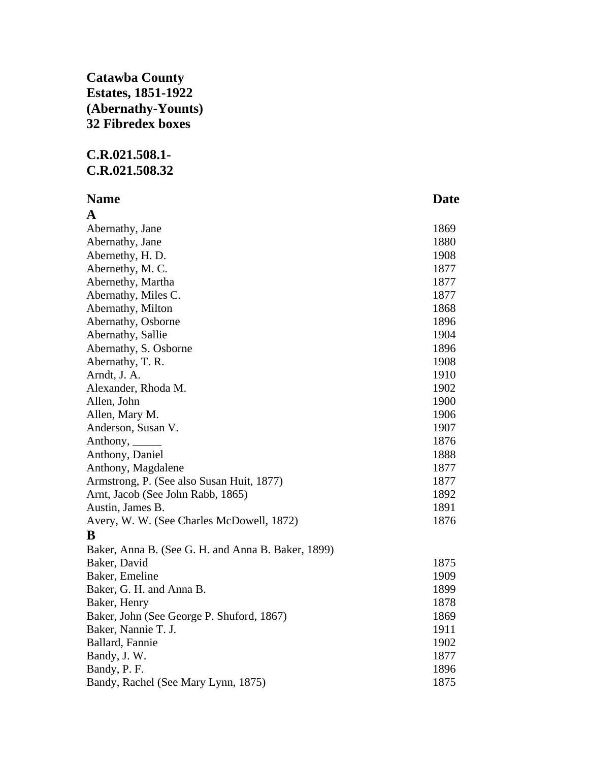**Catawba County**
**Estates, 1851-1922**
**(Abernathy-Younts)**
**32 Fibredex boxes**

**C.R.021.508.1-**
**C.R.021.508.32**

| Name | Date |
|---|---|
| **A** | |
| Abernathy, Jane | 1869 |
| Abernathy, Jane | 1880 |
| Abernethy, H. D. | 1908 |
| Abernethy, M. C. | 1877 |
| Abernethy, Martha | 1877 |
| Abernathy, Miles C. | 1877 |
| Abernathy, Milton | 1868 |
| Abernathy, Osborne | 1896 |
| Abernathy, Sallie | 1904 |
| Abernathy, S. Osborne | 1896 |
| Abernathy, T. R. | 1908 |
| Arndt, J. A. | 1910 |
| Alexander, Rhoda M. | 1902 |
| Allen, John | 1900 |
| Allen, Mary M. | 1906 |
| Anderson, Susan V. | 1907 |
| Anthony, _____ | 1876 |
| Anthony, Daniel | 1888 |
| Anthony, Magdalene | 1877 |
| Armstrong, P. (See also Susan Huit, 1877) | 1877 |
| Arnt, Jacob (See John Rabb, 1865) | 1892 |
| Austin, James B. | 1891 |
| Avery, W. W. (See Charles McDowell, 1872) | 1876 |
| **B** | |
| Baker, Anna B. (See G. H. and Anna B. Baker, 1899) | |
| Baker, David | 1875 |
| Baker, Emeline | 1909 |
| Baker, G. H. and Anna B. | 1899 |
| Baker, Henry | 1878 |
| Baker, John (See George P. Shuford, 1867) | 1869 |
| Baker, Nannie T. J. | 1911 |
| Ballard, Fannie | 1902 |
| Bandy, J. W. | 1877 |
| Bandy, P. F. | 1896 |
| Bandy, Rachel (See Mary Lynn, 1875) | 1875 |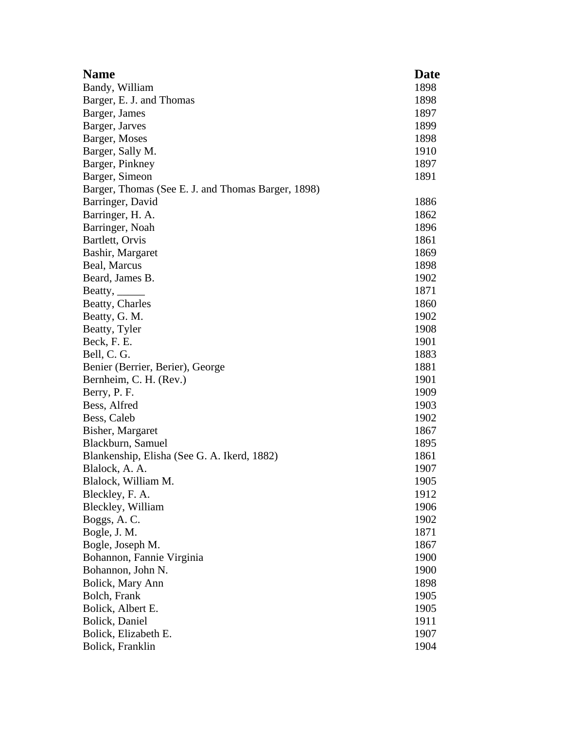| Name | Date |
|---|---|
| Bandy, William | 1898 |
| Barger, E. J. and Thomas | 1898 |
| Barger, James | 1897 |
| Barger, Jarves | 1899 |
| Barger, Moses | 1898 |
| Barger, Sally M. | 1910 |
| Barger, Pinkney | 1897 |
| Barger, Simeon | 1891 |
| Barger, Thomas (See E. J. and Thomas Barger, 1898) | |
| Barringer, David | 1886 |
| Barringer, H. A. | 1862 |
| Barringer, Noah | 1896 |
| Bartlett, Orvis | 1861 |
| Bashir, Margaret | 1869 |
| Beal, Marcus | 1898 |
| Beard, James B. | 1902 |
| Beatty, _____ | 1871 |
| Beatty, Charles | 1860 |
| Beatty, G. M. | 1902 |
| Beatty, Tyler | 1908 |
| Beck, F. E. | 1901 |
| Bell, C. G. | 1883 |
| Benier (Berrier, Berier), George | 1881 |
| Bernheim, C. H. (Rev.) | 1901 |
| Berry, P. F. | 1909 |
| Bess, Alfred | 1903 |
| Bess, Caleb | 1902 |
| Bisher, Margaret | 1867 |
| Blackburn, Samuel | 1895 |
| Blankenship, Elisha (See G. A. Ikerd, 1882) | 1861 |
| Blalock, A. A. | 1907 |
| Blalock, William M. | 1905 |
| Bleckley, F. A. | 1912 |
| Bleckley, William | 1906 |
| Boggs, A. C. | 1902 |
| Bogle, J. M. | 1871 |
| Bogle, Joseph M. | 1867 |
| Bohannon, Fannie Virginia | 1900 |
| Bohannon, John N. | 1900 |
| Bolick, Mary Ann | 1898 |
| Bolch, Frank | 1905 |
| Bolick, Albert E. | 1905 |
| Bolick, Daniel | 1911 |
| Bolick, Elizabeth E. | 1907 |
| Bolick, Franklin | 1904 |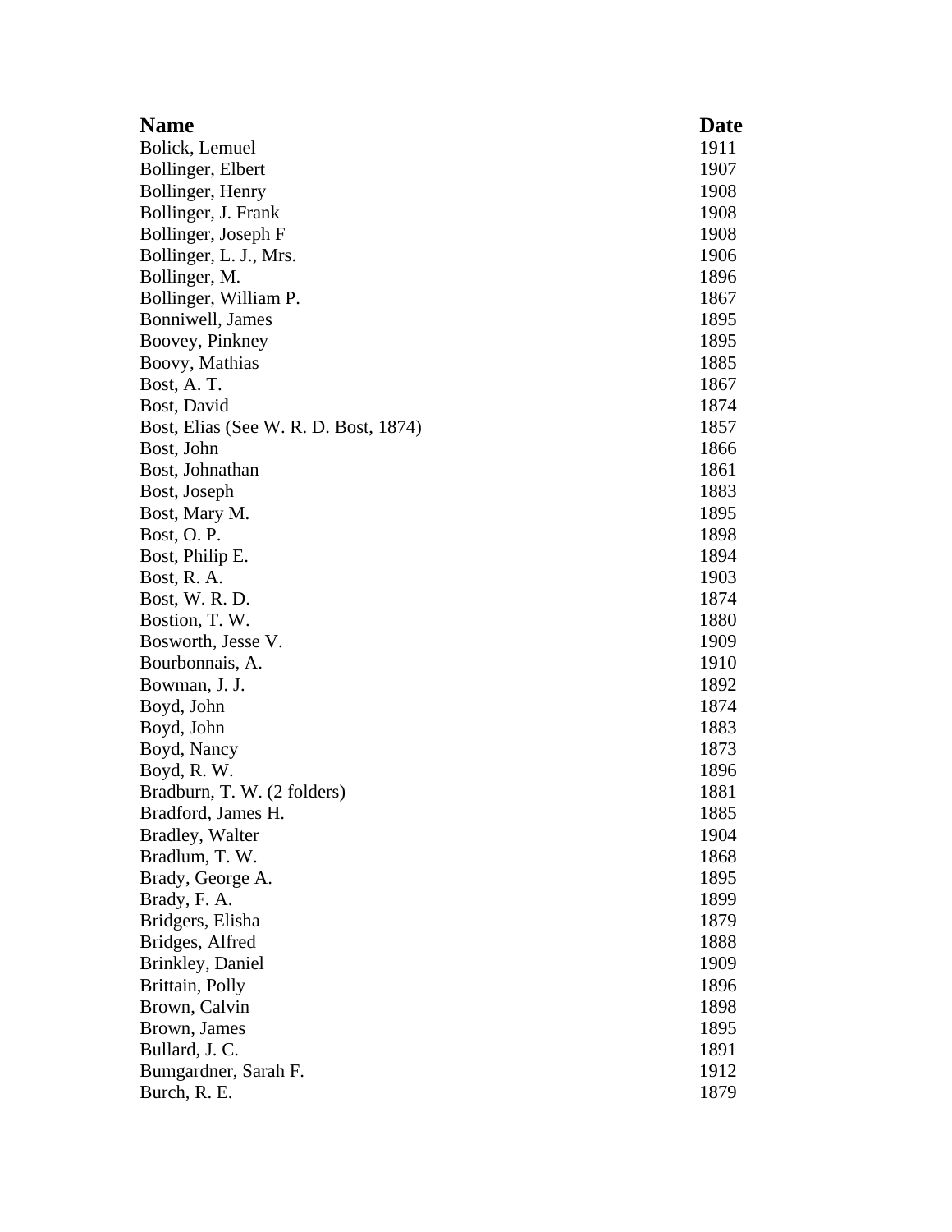| Name | Date |
|---|---|
| Bolick, Lemuel | 1911 |
| Bollinger, Elbert | 1907 |
| Bollinger, Henry | 1908 |
| Bollinger, J. Frank | 1908 |
| Bollinger, Joseph F | 1908 |
| Bollinger, L. J., Mrs. | 1906 |
| Bollinger, M. | 1896 |
| Bollinger, William P. | 1867 |
| Bonniwell, James | 1895 |
| Boovey, Pinkney | 1895 |
| Boovy, Mathias | 1885 |
| Bost, A. T. | 1867 |
| Bost, David | 1874 |
| Bost, Elias (See W. R. D. Bost, 1874) | 1857 |
| Bost, John | 1866 |
| Bost, Johnathan | 1861 |
| Bost, Joseph | 1883 |
| Bost, Mary M. | 1895 |
| Bost, O. P. | 1898 |
| Bost, Philip E. | 1894 |
| Bost, R. A. | 1903 |
| Bost, W. R. D. | 1874 |
| Bostion, T. W. | 1880 |
| Bosworth, Jesse V. | 1909 |
| Bourbonnais, A. | 1910 |
| Bowman, J. J. | 1892 |
| Boyd, John | 1874 |
| Boyd, John | 1883 |
| Boyd, Nancy | 1873 |
| Boyd, R. W. | 1896 |
| Bradburn, T. W. (2 folders) | 1881 |
| Bradford, James H. | 1885 |
| Bradley, Walter | 1904 |
| Bradlum, T. W. | 1868 |
| Brady, George A. | 1895 |
| Brady, F. A. | 1899 |
| Bridgers, Elisha | 1879 |
| Bridges, Alfred | 1888 |
| Brinkley, Daniel | 1909 |
| Brittain, Polly | 1896 |
| Brown, Calvin | 1898 |
| Brown, James | 1895 |
| Bullard, J. C. | 1891 |
| Bumgardner, Sarah F. | 1912 |
| Burch, R. E. | 1879 |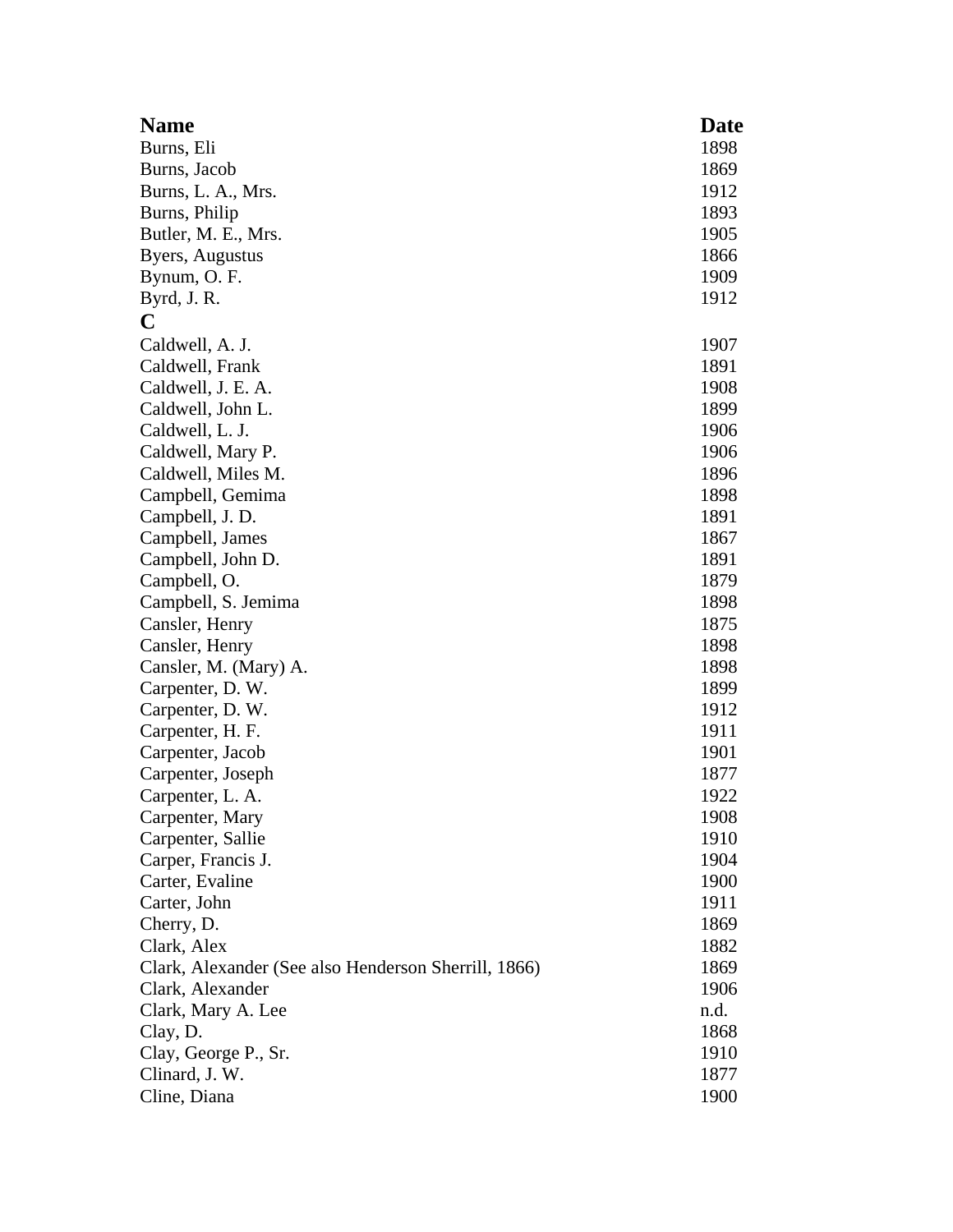| Name | Date |
|---|---|
| Burns, Eli | 1898 |
| Burns, Jacob | 1869 |
| Burns, L. A., Mrs. | 1912 |
| Burns, Philip | 1893 |
| Butler, M. E., Mrs. | 1905 |
| Byers, Augustus | 1866 |
| Bynum, O. F. | 1909 |
| Byrd, J. R. | 1912 |
| **C** | |
| Caldwell, A. J. | 1907 |
| Caldwell, Frank | 1891 |
| Caldwell, J. E. A. | 1908 |
| Caldwell, John L. | 1899 |
| Caldwell, L. J. | 1906 |
| Caldwell, Mary P. | 1906 |
| Caldwell, Miles M. | 1896 |
| Campbell, Gemima | 1898 |
| Campbell, J. D. | 1891 |
| Campbell, James | 1867 |
| Campbell, John D. | 1891 |
| Campbell, O. | 1879 |
| Campbell, S. Jemima | 1898 |
| Cansler, Henry | 1875 |
| Cansler, Henry | 1898 |
| Cansler, M. (Mary) A. | 1898 |
| Carpenter, D. W. | 1899 |
| Carpenter, D. W. | 1912 |
| Carpenter, H. F. | 1911 |
| Carpenter, Jacob | 1901 |
| Carpenter, Joseph | 1877 |
| Carpenter, L. A. | 1922 |
| Carpenter, Mary | 1908 |
| Carpenter, Sallie | 1910 |
| Carper, Francis J. | 1904 |
| Carter, Evaline | 1900 |
| Carter, John | 1911 |
| Cherry, D. | 1869 |
| Clark, Alex | 1882 |
| Clark, Alexander (See also Henderson Sherrill, 1866) | 1869 |
| Clark, Alexander | 1906 |
| Clark, Mary A. Lee | n.d. |
| Clay, D. | 1868 |
| Clay, George P., Sr. | 1910 |
| Clinard, J. W. | 1877 |
| Cline, Diana | 1900 |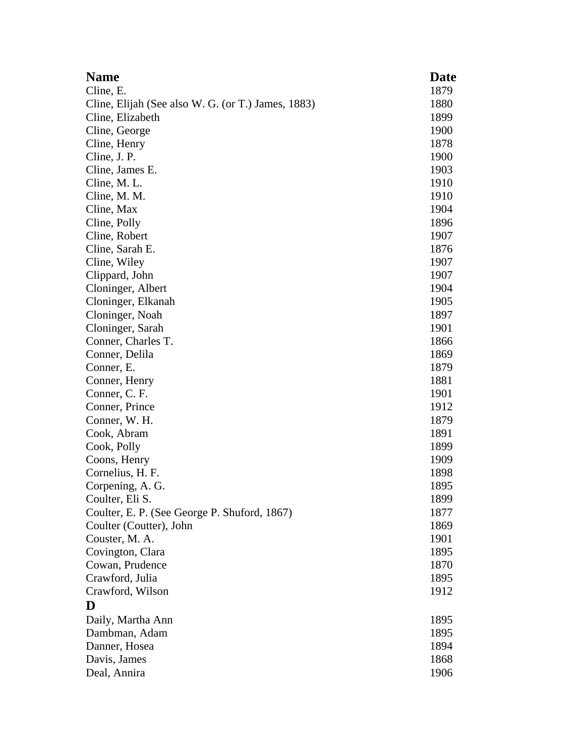| Name | Date |
|---|---|
| Cline, E. | 1879 |
| Cline, Elijah (See also W. G. (or T.) James, 1883) | 1880 |
| Cline, Elizabeth | 1899 |
| Cline, George | 1900 |
| Cline, Henry | 1878 |
| Cline, J. P. | 1900 |
| Cline, James E. | 1903 |
| Cline, M. L. | 1910 |
| Cline, M. M. | 1910 |
| Cline, Max | 1904 |
| Cline, Polly | 1896 |
| Cline, Robert | 1907 |
| Cline, Sarah E. | 1876 |
| Cline, Wiley | 1907 |
| Clippard, John | 1907 |
| Cloninger, Albert | 1904 |
| Cloninger, Elkanah | 1905 |
| Cloninger, Noah | 1897 |
| Cloninger, Sarah | 1901 |
| Conner, Charles T. | 1866 |
| Conner, Delila | 1869 |
| Conner, E. | 1879 |
| Conner, Henry | 1881 |
| Conner, C. F. | 1901 |
| Conner, Prince | 1912 |
| Conner, W. H. | 1879 |
| Cook, Abram | 1891 |
| Cook, Polly | 1899 |
| Coons, Henry | 1909 |
| Cornelius, H. F. | 1898 |
| Corpening, A. G. | 1895 |
| Coulter, Eli S. | 1899 |
| Coulter, E. P. (See George P. Shuford, 1867) | 1877 |
| Coulter (Coutter), John | 1869 |
| Couster, M. A. | 1901 |
| Covington, Clara | 1895 |
| Cowan, Prudence | 1870 |
| Crawford, Julia | 1895 |
| Crawford, Wilson | 1912 |
| **D** | |
| Daily, Martha Ann | 1895 |
| Dambman, Adam | 1895 |
| Danner, Hosea | 1894 |
| Davis, James | 1868 |
| Deal, Annira | 1906 |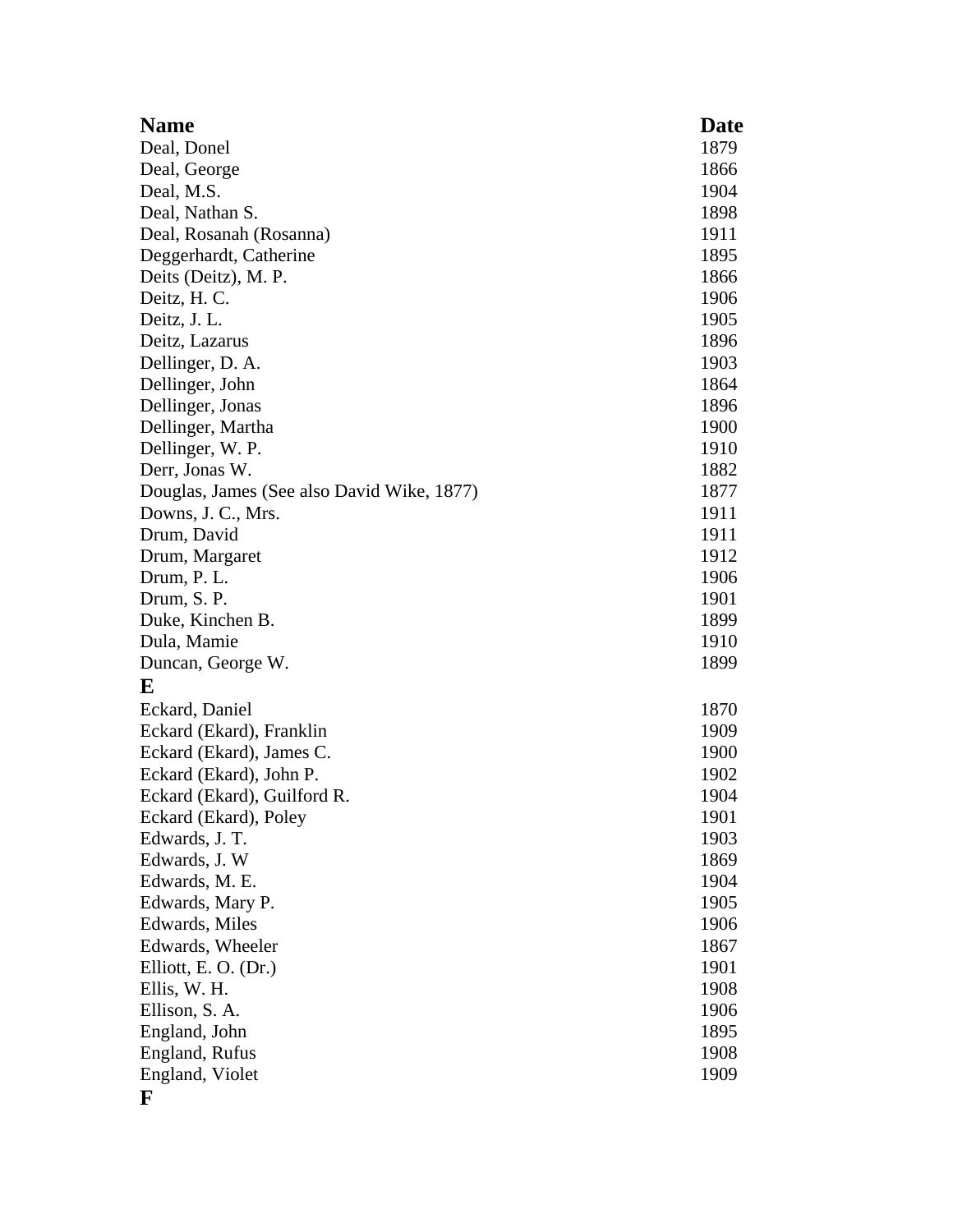| Name | Date |
| --- | --- |
| Deal, Donel | 1879 |
| Deal, George | 1866 |
| Deal, M.S. | 1904 |
| Deal, Nathan S. | 1898 |
| Deal, Rosanah (Rosanna) | 1911 |
| Deggerhardt, Catherine | 1895 |
| Deits (Deitz), M. P. | 1866 |
| Deitz, H. C. | 1906 |
| Deitz, J. L. | 1905 |
| Deitz, Lazarus | 1896 |
| Dellinger, D. A. | 1903 |
| Dellinger, John | 1864 |
| Dellinger, Jonas | 1896 |
| Dellinger, Martha | 1900 |
| Dellinger, W. P. | 1910 |
| Derr, Jonas W. | 1882 |
| Douglas, James (See also David Wike, 1877) | 1877 |
| Downs, J. C., Mrs. | 1911 |
| Drum, David | 1911 |
| Drum, Margaret | 1912 |
| Drum, P. L. | 1906 |
| Drum, S. P. | 1901 |
| Duke, Kinchen B. | 1899 |
| Dula, Mamie | 1910 |
| Duncan, George W. | 1899 |
| **E** | |
| Eckard, Daniel | 1870 |
| Eckard (Ekard), Franklin | 1909 |
| Eckard (Ekard), James C. | 1900 |
| Eckard (Ekard), John P. | 1902 |
| Eckard (Ekard), Guilford R. | 1904 |
| Eckard (Ekard), Poley | 1901 |
| Edwards, J. T. | 1903 |
| Edwards, J. W | 1869 |
| Edwards, M. E. | 1904 |
| Edwards, Mary P. | 1905 |
| Edwards, Miles | 1906 |
| Edwards, Wheeler | 1867 |
| Elliott, E. O. (Dr.) | 1901 |
| Ellis, W. H. | 1908 |
| Ellison, S. A. | 1906 |
| England, John | 1895 |
| England, Rufus | 1908 |
| England, Violet | 1909 |
| **F** | |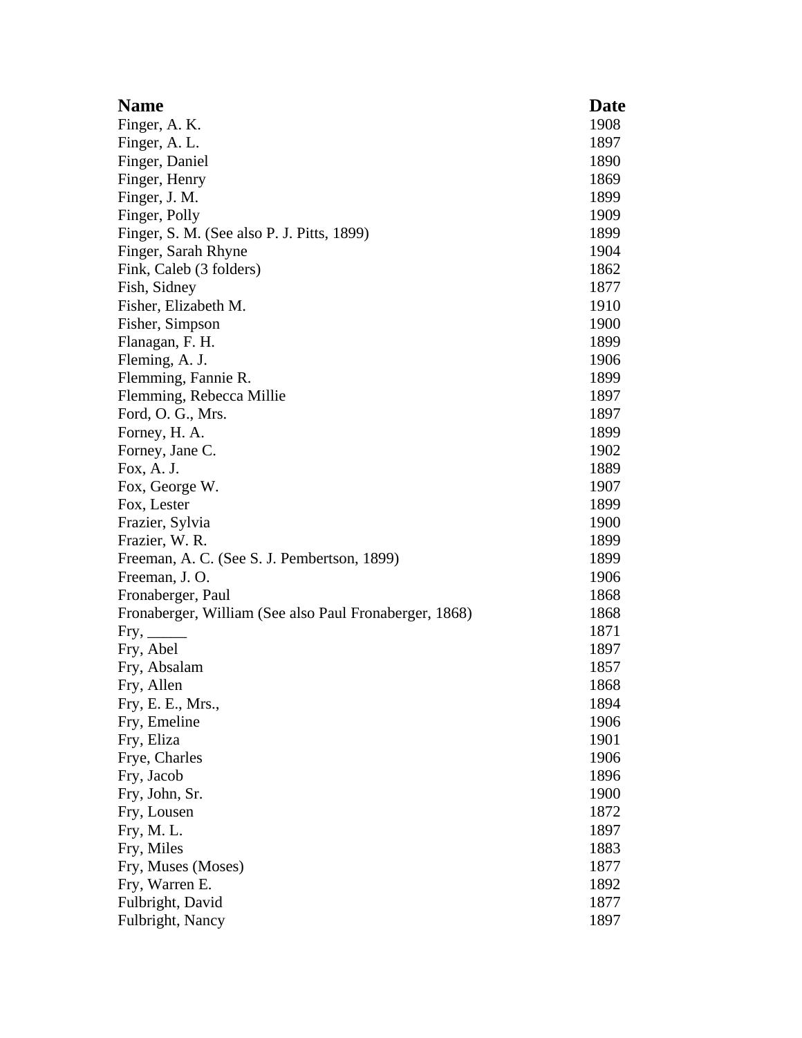| Name | Date |
| --- | --- |
| Finger, A. K. | 1908 |
| Finger, A. L. | 1897 |
| Finger, Daniel | 1890 |
| Finger, Henry | 1869 |
| Finger, J. M. | 1899 |
| Finger, Polly | 1909 |
| Finger, S. M. (See also P. J. Pitts, 1899) | 1899 |
| Finger, Sarah Rhyne | 1904 |
| Fink, Caleb (3 folders) | 1862 |
| Fish, Sidney | 1877 |
| Fisher, Elizabeth M. | 1910 |
| Fisher, Simpson | 1900 |
| Flanagan, F. H. | 1899 |
| Fleming, A. J. | 1906 |
| Flemming, Fannie R. | 1899 |
| Flemming, Rebecca Millie | 1897 |
| Ford, O. G., Mrs. | 1897 |
| Forney, H. A. | 1899 |
| Forney, Jane C. | 1902 |
| Fox, A. J. | 1889 |
| Fox, George W. | 1907 |
| Fox, Lester | 1899 |
| Frazier, Sylvia | 1900 |
| Frazier, W. R. | 1899 |
| Freeman, A. C. (See S. J. Pembertson, 1899) | 1899 |
| Freeman, J. O. | 1906 |
| Fronaberger, Paul | 1868 |
| Fronaberger, William (See also Paul Fronaberger, 1868) | 1868 |
| Fry, _____ | 1871 |
| Fry, Abel | 1897 |
| Fry, Absalam | 1857 |
| Fry, Allen | 1868 |
| Fry, E. E., Mrs., | 1894 |
| Fry, Emeline | 1906 |
| Fry, Eliza | 1901 |
| Frye, Charles | 1906 |
| Fry, Jacob | 1896 |
| Fry, John, Sr. | 1900 |
| Fry, Lousen | 1872 |
| Fry, M. L. | 1897 |
| Fry, Miles | 1883 |
| Fry, Muses (Moses) | 1877 |
| Fry, Warren E. | 1892 |
| Fulbright, David | 1877 |
| Fulbright, Nancy | 1897 |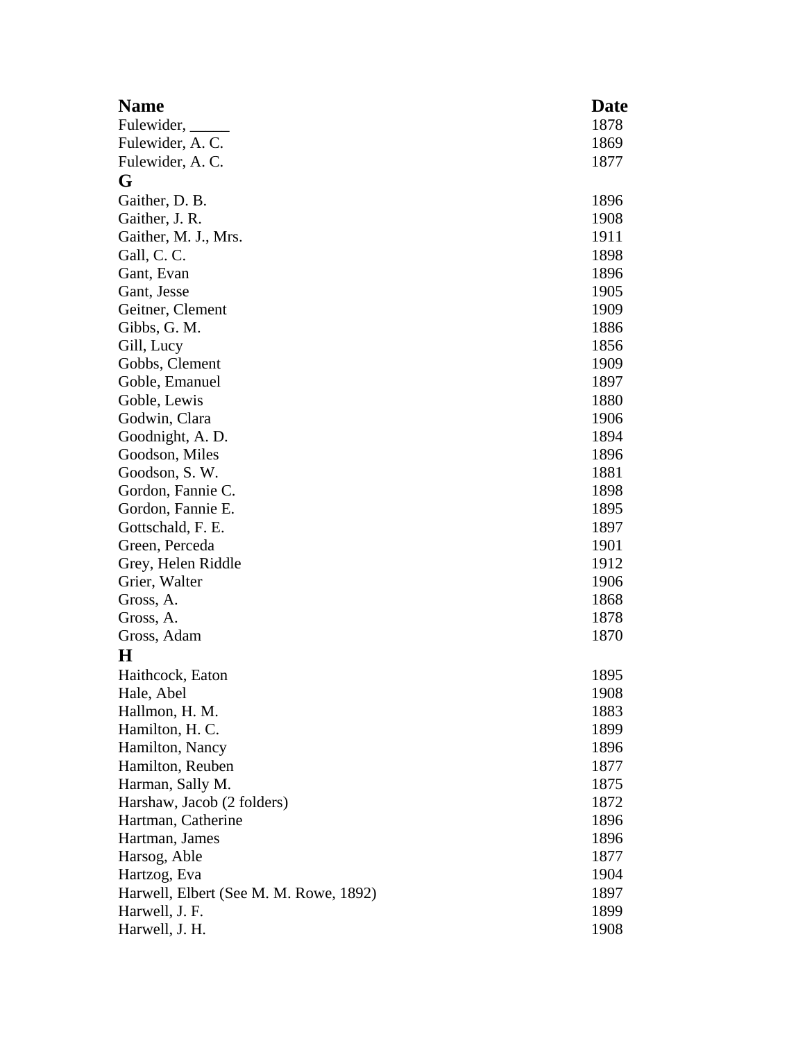| Name | Date |
| --- | --- |
| Fulewider, _____ | 1878 |
| Fulewider, A. C. | 1869 |
| Fulewider, A. C. | 1877 |
| **G** | |
| Gaither, D. B. | 1896 |
| Gaither, J. R. | 1908 |
| Gaither, M. J., Mrs. | 1911 |
| Gall, C. C. | 1898 |
| Gant, Evan | 1896 |
| Gant, Jesse | 1905 |
| Geitner, Clement | 1909 |
| Gibbs, G. M. | 1886 |
| Gill, Lucy | 1856 |
| Gobbs, Clement | 1909 |
| Goble, Emanuel | 1897 |
| Goble, Lewis | 1880 |
| Godwin, Clara | 1906 |
| Goodnight, A. D. | 1894 |
| Goodson, Miles | 1896 |
| Goodson, S. W. | 1881 |
| Gordon, Fannie C. | 1898 |
| Gordon, Fannie E. | 1895 |
| Gottschald, F. E. | 1897 |
| Green, Perceda | 1901 |
| Grey, Helen Riddle | 1912 |
| Grier, Walter | 1906 |
| Gross, A. | 1868 |
| Gross, A. | 1878 |
| Gross, Adam | 1870 |
| **H** | |
| Haithcock, Eaton | 1895 |
| Hale, Abel | 1908 |
| Hallmon, H. M. | 1883 |
| Hamilton, H. C. | 1899 |
| Hamilton, Nancy | 1896 |
| Hamilton, Reuben | 1877 |
| Harman, Sally M. | 1875 |
| Harshaw, Jacob (2 folders) | 1872 |
| Hartman, Catherine | 1896 |
| Hartman, James | 1896 |
| Harsog, Able | 1877 |
| Hartzog, Eva | 1904 |
| Harwell, Elbert (See M. M. Rowe, 1892) | 1897 |
| Harwell, J. F. | 1899 |
| Harwell, J. H. | 1908 |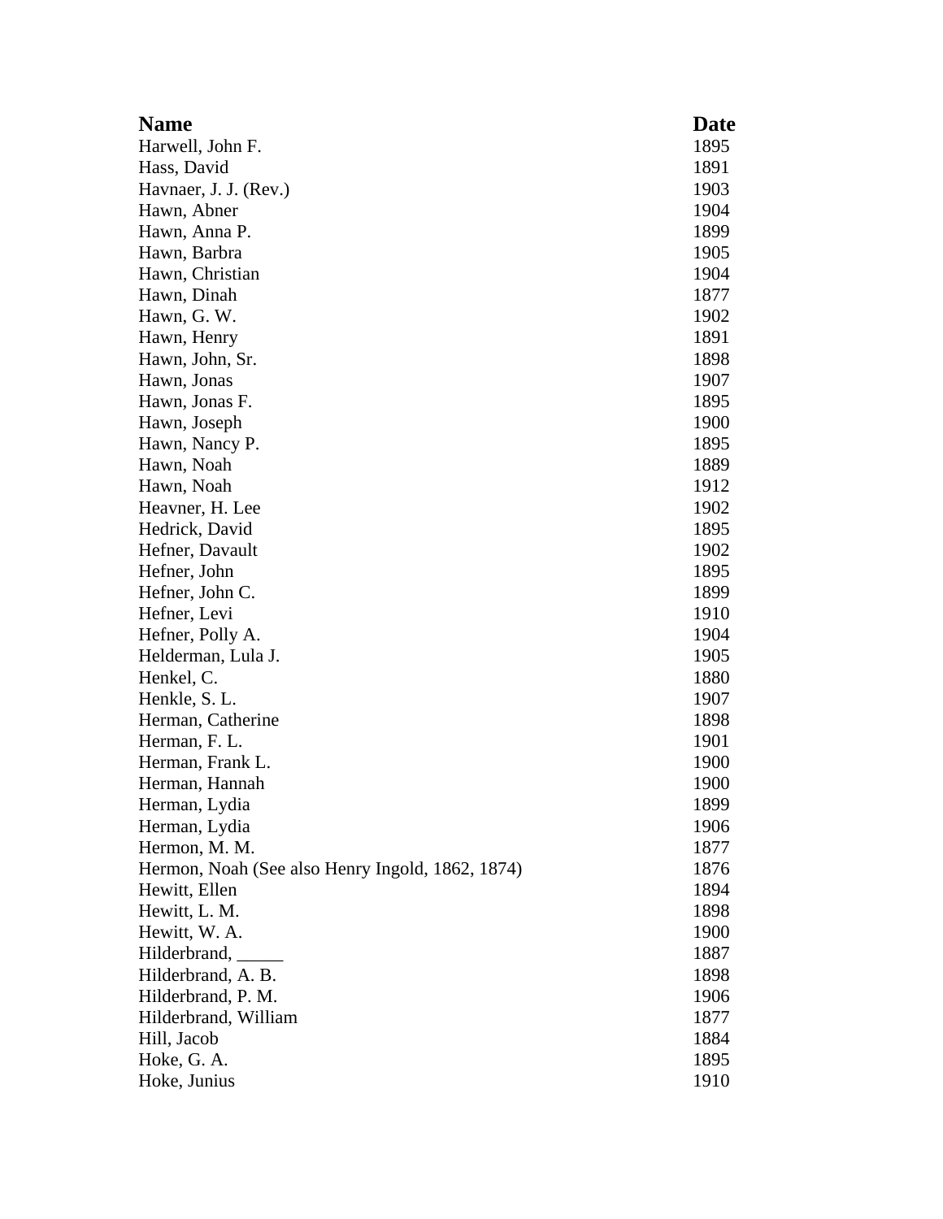| Name | Date |
|---|---|
| Harwell, John F. | 1895 |
| Hass, David | 1891 |
| Havnaer, J. J. (Rev.) | 1903 |
| Hawn, Abner | 1904 |
| Hawn, Anna P. | 1899 |
| Hawn, Barbra | 1905 |
| Hawn, Christian | 1904 |
| Hawn, Dinah | 1877 |
| Hawn, G. W. | 1902 |
| Hawn, Henry | 1891 |
| Hawn, John, Sr. | 1898 |
| Hawn, Jonas | 1907 |
| Hawn, Jonas F. | 1895 |
| Hawn, Joseph | 1900 |
| Hawn, Nancy P. | 1895 |
| Hawn, Noah | 1889 |
| Hawn, Noah | 1912 |
| Heavner, H. Lee | 1902 |
| Hedrick, David | 1895 |
| Hefner, Davault | 1902 |
| Hefner, John | 1895 |
| Hefner, John C. | 1899 |
| Hefner, Levi | 1910 |
| Hefner, Polly A. | 1904 |
| Helderman, Lula J. | 1905 |
| Henkel, C. | 1880 |
| Henkle, S. L. | 1907 |
| Herman, Catherine | 1898 |
| Herman, F. L. | 1901 |
| Herman, Frank L. | 1900 |
| Herman, Hannah | 1900 |
| Herman, Lydia | 1899 |
| Herman, Lydia | 1906 |
| Hermon, M. M. | 1877 |
| Hermon, Noah (See also Henry Ingold, 1862, 1874) | 1876 |
| Hewitt, Ellen | 1894 |
| Hewitt, L. M. | 1898 |
| Hewitt, W. A. | 1900 |
| Hilderbrand, _____ | 1887 |
| Hilderbrand, A. B. | 1898 |
| Hilderbrand, P. M. | 1906 |
| Hilderbrand, William | 1877 |
| Hill, Jacob | 1884 |
| Hoke, G. A. | 1895 |
| Hoke, Junius | 1910 |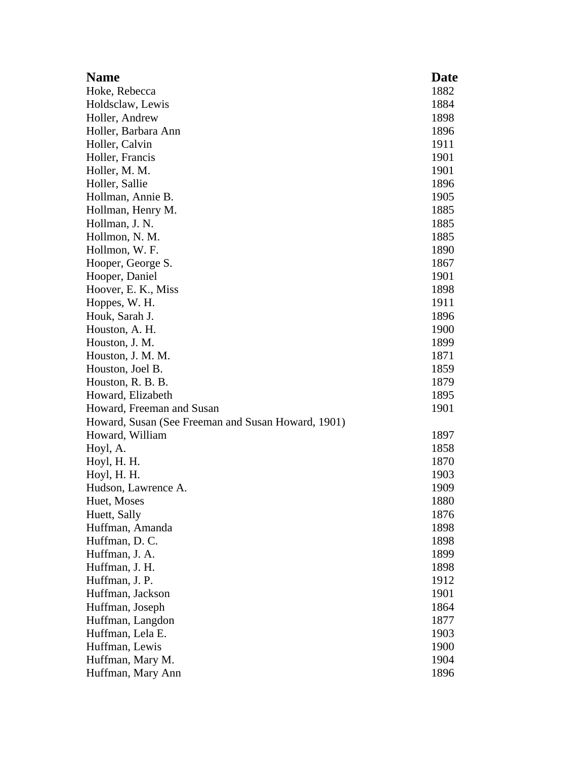| Name | Date |
| --- | --- |
| Hoke, Rebecca | 1882 |
| Holdsclaw, Lewis | 1884 |
| Holler, Andrew | 1898 |
| Holler, Barbara Ann | 1896 |
| Holler, Calvin | 1911 |
| Holler, Francis | 1901 |
| Holler, M. M. | 1901 |
| Holler, Sallie | 1896 |
| Hollman, Annie B. | 1905 |
| Hollman, Henry M. | 1885 |
| Hollman, J. N. | 1885 |
| Hollmon, N. M. | 1885 |
| Hollmon, W. F. | 1890 |
| Hooper, George S. | 1867 |
| Hooper, Daniel | 1901 |
| Hoover, E. K., Miss | 1898 |
| Hoppes, W. H. | 1911 |
| Houk, Sarah J. | 1896 |
| Houston, A. H. | 1900 |
| Houston, J. M. | 1899 |
| Houston, J. M. M. | 1871 |
| Houston, Joel B. | 1859 |
| Houston, R. B. B. | 1879 |
| Howard, Elizabeth | 1895 |
| Howard, Freeman and Susan | 1901 |
| Howard, Susan (See Freeman and Susan Howard, 1901) | |
| Howard, William | 1897 |
| Hoyl, A. | 1858 |
| Hoyl, H. H. | 1870 |
| Hoyl, H. H. | 1903 |
| Hudson, Lawrence A. | 1909 |
| Huet, Moses | 1880 |
| Huett, Sally | 1876 |
| Huffman, Amanda | 1898 |
| Huffman, D. C. | 1898 |
| Huffman, J. A. | 1899 |
| Huffman, J. H. | 1898 |
| Huffman, J. P. | 1912 |
| Huffman, Jackson | 1901 |
| Huffman, Joseph | 1864 |
| Huffman, Langdon | 1877 |
| Huffman, Lela E. | 1903 |
| Huffman, Lewis | 1900 |
| Huffman, Mary M. | 1904 |
| Huffman, Mary Ann | 1896 |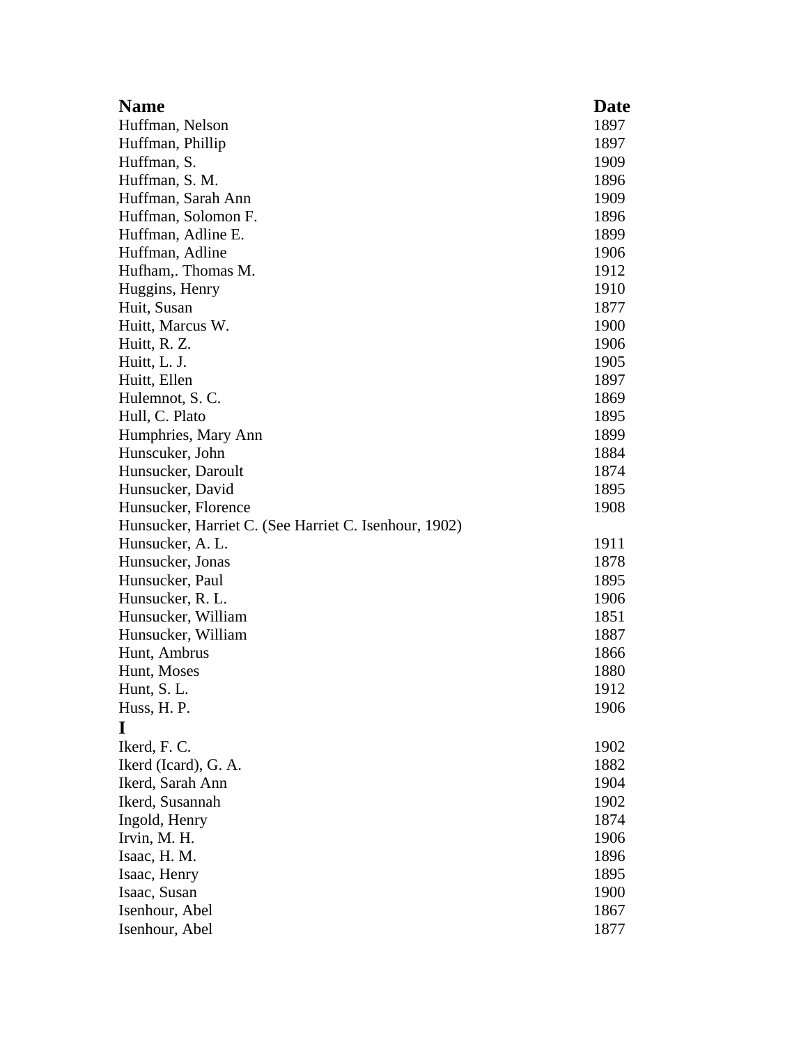| Name | Date |
| --- | --- |
| Huffman, Nelson | 1897 |
| Huffman, Phillip | 1897 |
| Huffman, S. | 1909 |
| Huffman, S. M. | 1896 |
| Huffman, Sarah Ann | 1909 |
| Huffman, Solomon F. | 1896 |
| Huffman, Adline E. | 1899 |
| Huffman, Adline | 1906 |
| Hufham,. Thomas M. | 1912 |
| Huggins, Henry | 1910 |
| Huit, Susan | 1877 |
| Huitt, Marcus W. | 1900 |
| Huitt, R. Z. | 1906 |
| Huitt, L. J. | 1905 |
| Huitt, Ellen | 1897 |
| Hulemnot, S. C. | 1869 |
| Hull, C. Plato | 1895 |
| Humphries, Mary Ann | 1899 |
| Hunscuker, John | 1884 |
| Hunsucker, Daroult | 1874 |
| Hunsucker, David | 1895 |
| Hunsucker, Florence | 1908 |
| Hunsucker, Harriet C. (See Harriet C. Isenhour, 1902) | |
| Hunsucker, A. L. | 1911 |
| Hunsucker, Jonas | 1878 |
| Hunsucker, Paul | 1895 |
| Hunsucker, R. L. | 1906 |
| Hunsucker, William | 1851 |
| Hunsucker, William | 1887 |
| Hunt, Ambrus | 1866 |
| Hunt, Moses | 1880 |
| Hunt, S. L. | 1912 |
| Huss, H. P. | 1906 |
| **I** | |
| Ikerd, F. C. | 1902 |
| Ikerd (Icard), G. A. | 1882 |
| Ikerd, Sarah Ann | 1904 |
| Ikerd, Susannah | 1902 |
| Ingold, Henry | 1874 |
| Irvin, M. H. | 1906 |
| Isaac, H. M. | 1896 |
| Isaac, Henry | 1895 |
| Isaac, Susan | 1900 |
| Isenhour, Abel | 1867 |
| Isenhour, Abel | 1877 |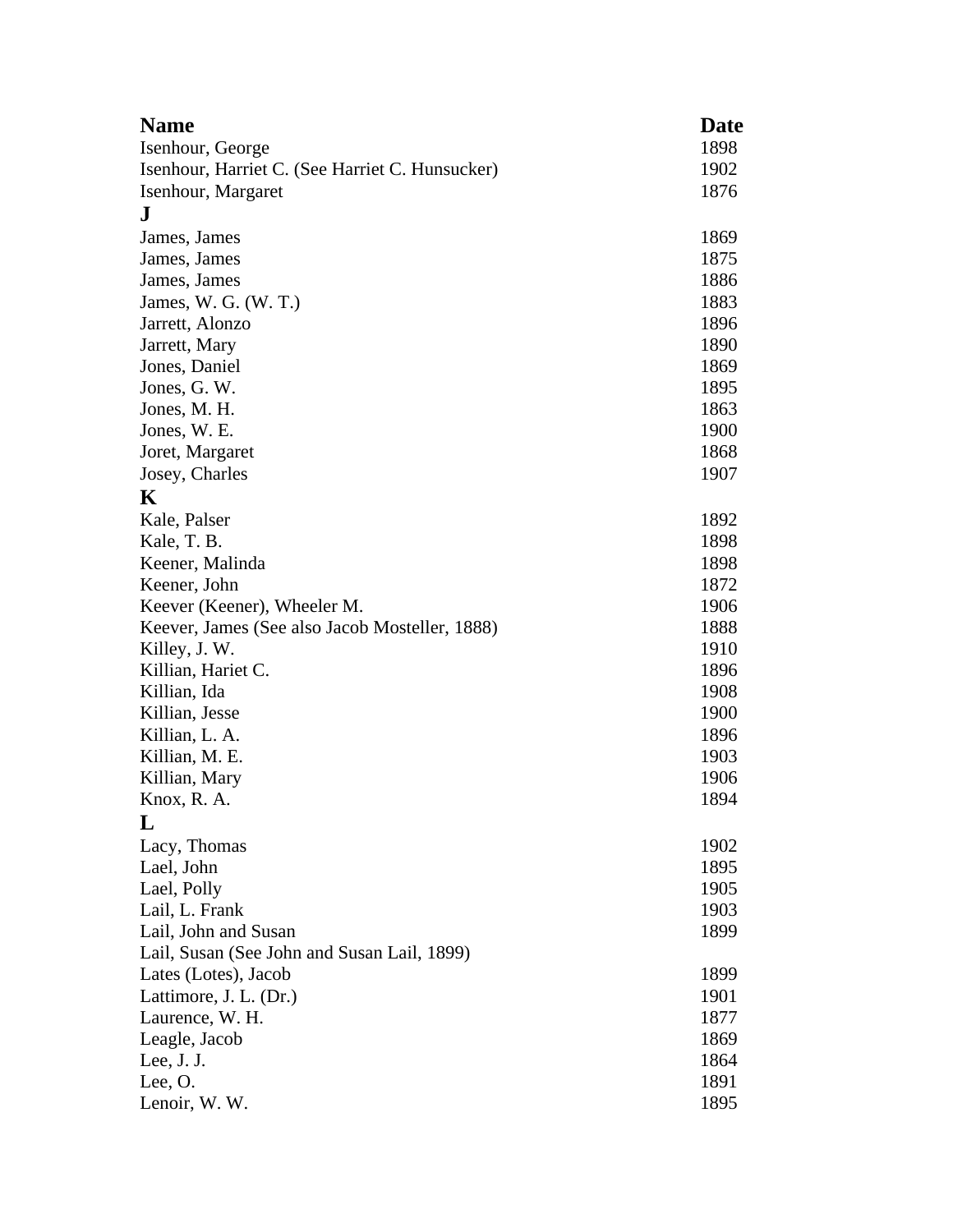| Name | Date |
|---|---|
| Isenhour, George | 1898 |
| Isenhour, Harriet C. (See Harriet C. Hunsucker) | 1902 |
| Isenhour, Margaret | 1876 |
| **J** | |
| James, James | 1869 |
| James, James | 1875 |
| James, James | 1886 |
| James, W. G. (W. T.) | 1883 |
| Jarrett, Alonzo | 1896 |
| Jarrett, Mary | 1890 |
| Jones, Daniel | 1869 |
| Jones, G. W. | 1895 |
| Jones, M. H. | 1863 |
| Jones, W. E. | 1900 |
| Joret, Margaret | 1868 |
| Josey, Charles | 1907 |
| **K** | |
| Kale, Palser | 1892 |
| Kale, T. B. | 1898 |
| Keener, Malinda | 1898 |
| Keener, John | 1872 |
| Keever (Keener), Wheeler M. | 1906 |
| Keever, James (See also Jacob Mosteller, 1888) | 1888 |
| Killey, J. W. | 1910 |
| Killian, Hariet C. | 1896 |
| Killian, Ida | 1908 |
| Killian, Jesse | 1900 |
| Killian, L. A. | 1896 |
| Killian, M. E. | 1903 |
| Killian, Mary | 1906 |
| Knox, R. A. | 1894 |
| **L** | |
| Lacy, Thomas | 1902 |
| Lael, John | 1895 |
| Lael, Polly | 1905 |
| Lail, L. Frank | 1903 |
| Lail, John and Susan | 1899 |
| Lail, Susan (See John and Susan Lail, 1899) | |
| Lates (Lotes), Jacob | 1899 |
| Lattimore, J. L. (Dr.) | 1901 |
| Laurence, W. H. | 1877 |
| Leagle, Jacob | 1869 |
| Lee, J. J. | 1864 |
| Lee, O. | 1891 |
| Lenoir, W. W. | 1895 |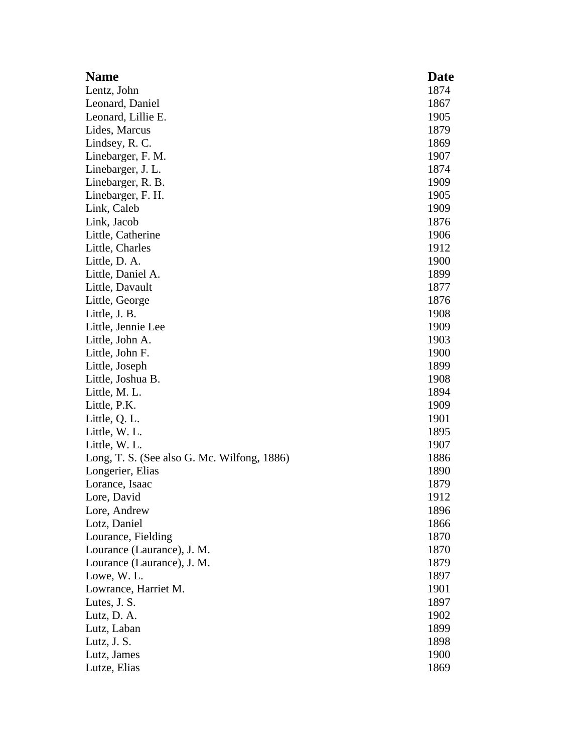| Name | Date |
| --- | --- |
| Lentz, John | 1874 |
| Leonard, Daniel | 1867 |
| Leonard, Lillie E. | 1905 |
| Lides, Marcus | 1879 |
| Lindsey, R. C. | 1869 |
| Linebarger, F. M. | 1907 |
| Linebarger, J. L. | 1874 |
| Linebarger, R. B. | 1909 |
| Linebarger, F. H. | 1905 |
| Link, Caleb | 1909 |
| Link, Jacob | 1876 |
| Little, Catherine | 1906 |
| Little, Charles | 1912 |
| Little, D. A. | 1900 |
| Little, Daniel A. | 1899 |
| Little, Davault | 1877 |
| Little, George | 1876 |
| Little, J. B. | 1908 |
| Little, Jennie Lee | 1909 |
| Little, John A. | 1903 |
| Little, John F. | 1900 |
| Little, Joseph | 1899 |
| Little, Joshua B. | 1908 |
| Little, M. L. | 1894 |
| Little, P.K. | 1909 |
| Little, Q. L. | 1901 |
| Little, W. L. | 1895 |
| Little, W. L. | 1907 |
| Long, T. S. (See also G. Mc. Wilfong, 1886) | 1886 |
| Longerier, Elias | 1890 |
| Lorance, Isaac | 1879 |
| Lore, David | 1912 |
| Lore, Andrew | 1896 |
| Lotz, Daniel | 1866 |
| Lourance, Fielding | 1870 |
| Lourance (Laurance), J. M. | 1870 |
| Lourance (Laurance), J. M. | 1879 |
| Lowe, W. L. | 1897 |
| Lowrance, Harriet M. | 1901 |
| Lutes, J. S. | 1897 |
| Lutz, D. A. | 1902 |
| Lutz, Laban | 1899 |
| Lutz, J. S. | 1898 |
| Lutz, James | 1900 |
| Lutze, Elias | 1869 |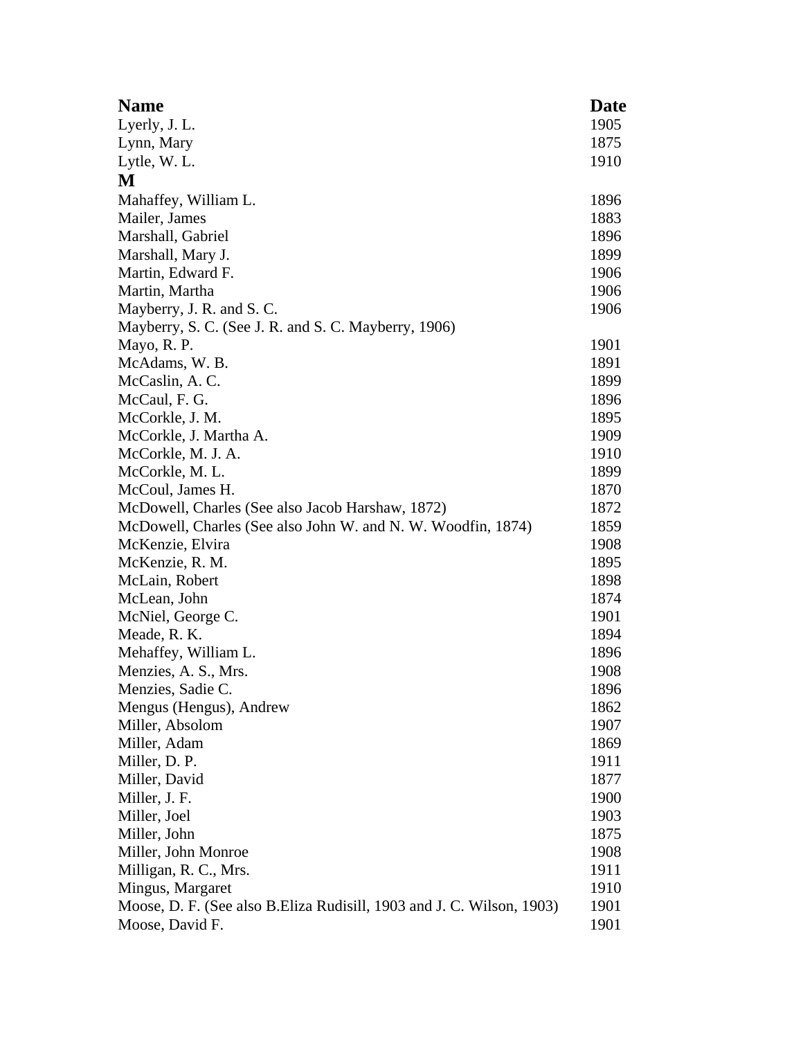| Name | Date |
|---|---|
| Lyerly, J. L. | 1905 |
| Lynn, Mary | 1875 |
| Lytle, W. L. | 1910 |
| **M** | |
| Mahaffey, William L. | 1896 |
| Mailer, James | 1883 |
| Marshall, Gabriel | 1896 |
| Marshall, Mary J. | 1899 |
| Martin, Edward F. | 1906 |
| Martin, Martha | 1906 |
| Mayberry, J. R. and S. C. | 1906 |
| Mayberry, S. C. (See J. R. and S. C. Mayberry, 1906) | |
| Mayo, R. P. | 1901 |
| McAdams, W. B. | 1891 |
| McCaslin, A. C. | 1899 |
| McCaul, F. G. | 1896 |
| McCorkle, J. M. | 1895 |
| McCorkle, J. Martha A. | 1909 |
| McCorkle, M. J. A. | 1910 |
| McCorkle, M. L. | 1899 |
| McCoul, James H. | 1870 |
| McDowell, Charles (See also Jacob Harshaw, 1872) | 1872 |
| McDowell, Charles (See also John W. and N. W. Woodfin, 1874) | 1859 |
| McKenzie, Elvira | 1908 |
| McKenzie, R. M. | 1895 |
| McLain, Robert | 1898 |
| McLean, John | 1874 |
| McNiel, George C. | 1901 |
| Meade, R. K. | 1894 |
| Mehaffey, William L. | 1896 |
| Menzies, A. S., Mrs. | 1908 |
| Menzies, Sadie C. | 1896 |
| Mengus (Hengus), Andrew | 1862 |
| Miller, Absolom | 1907 |
| Miller, Adam | 1869 |
| Miller, D. P. | 1911 |
| Miller, David | 1877 |
| Miller, J. F. | 1900 |
| Miller, Joel | 1903 |
| Miller, John | 1875 |
| Miller, John Monroe | 1908 |
| Milligan, R. C., Mrs. | 1911 |
| Mingus, Margaret | 1910 |
| Moose, D. F. (See also B.Eliza Rudisill, 1903 and J. C. Wilson, 1903) | 1901 |
| Moose, David F. | 1901 |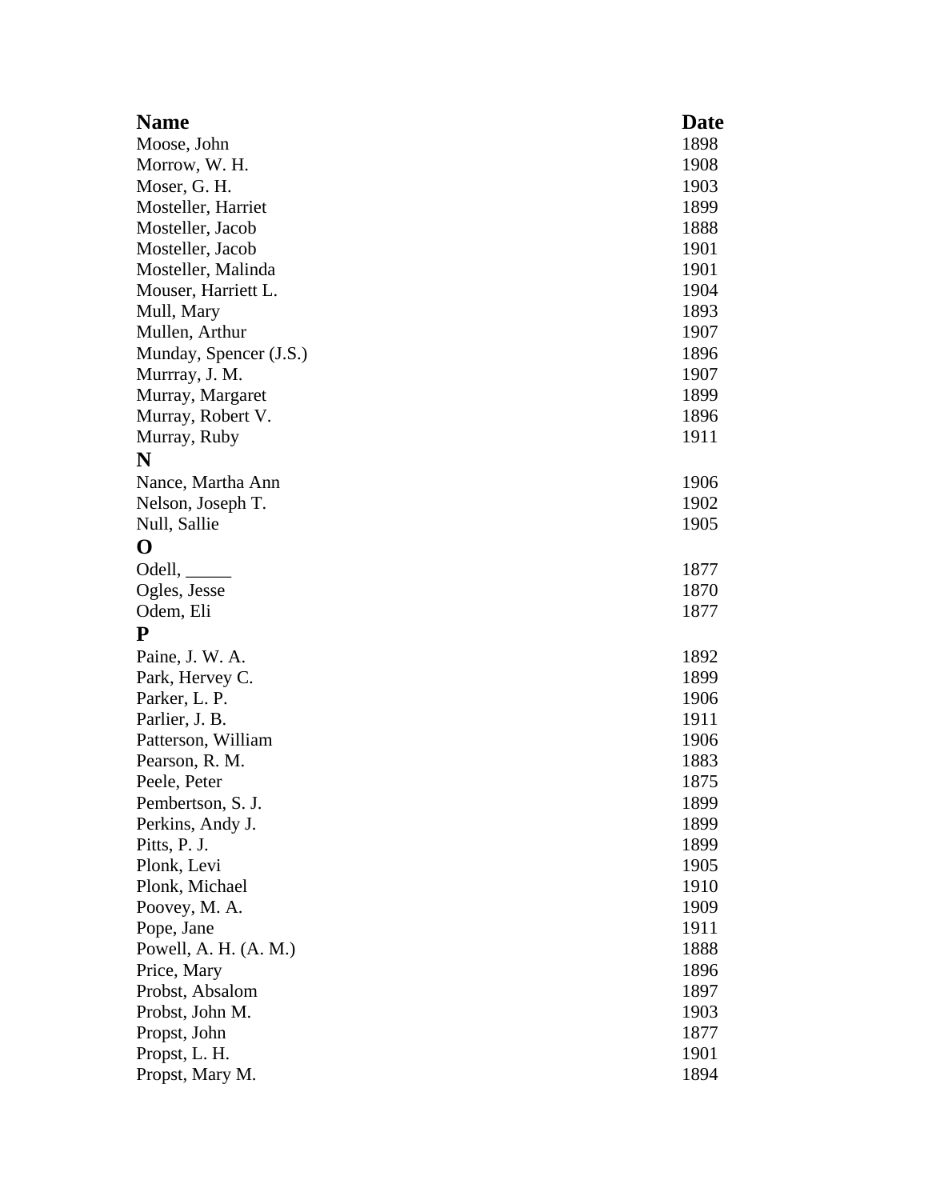| Name | Date |
|---|---|
| Moose, John | 1898 |
| Morrow, W. H. | 1908 |
| Moser, G. H. | 1903 |
| Mosteller, Harriet | 1899 |
| Mosteller, Jacob | 1888 |
| Mosteller, Jacob | 1901 |
| Mosteller, Malinda | 1901 |
| Mouser, Harriett L. | 1904 |
| Mull, Mary | 1893 |
| Mullen, Arthur | 1907 |
| Munday, Spencer (J.S.) | 1896 |
| Murrray, J. M. | 1907 |
| Murray, Margaret | 1899 |
| Murray, Robert V. | 1896 |
| Murray, Ruby | 1911 |
| **N** | |
| Nance, Martha Ann | 1906 |
| Nelson, Joseph T. | 1902 |
| Null, Sallie | 1905 |
| **O** | |
| Odell, _____ | 1877 |
| Ogles, Jesse | 1870 |
| Odem, Eli | 1877 |
| **P** | |
| Paine, J. W. A. | 1892 |
| Park, Hervey C. | 1899 |
| Parker, L. P. | 1906 |
| Parlier, J. B. | 1911 |
| Patterson, William | 1906 |
| Pearson, R. M. | 1883 |
| Peele, Peter | 1875 |
| Pembertson, S. J. | 1899 |
| Perkins, Andy J. | 1899 |
| Pitts, P. J. | 1899 |
| Plonk, Levi | 1905 |
| Plonk, Michael | 1910 |
| Poovey, M. A. | 1909 |
| Pope, Jane | 1911 |
| Powell, A. H. (A. M.) | 1888 |
| Price, Mary | 1896 |
| Probst, Absalom | 1897 |
| Probst, John M. | 1903 |
| Propst, John | 1877 |
| Propst, L. H. | 1901 |
| Propst, Mary M. | 1894 |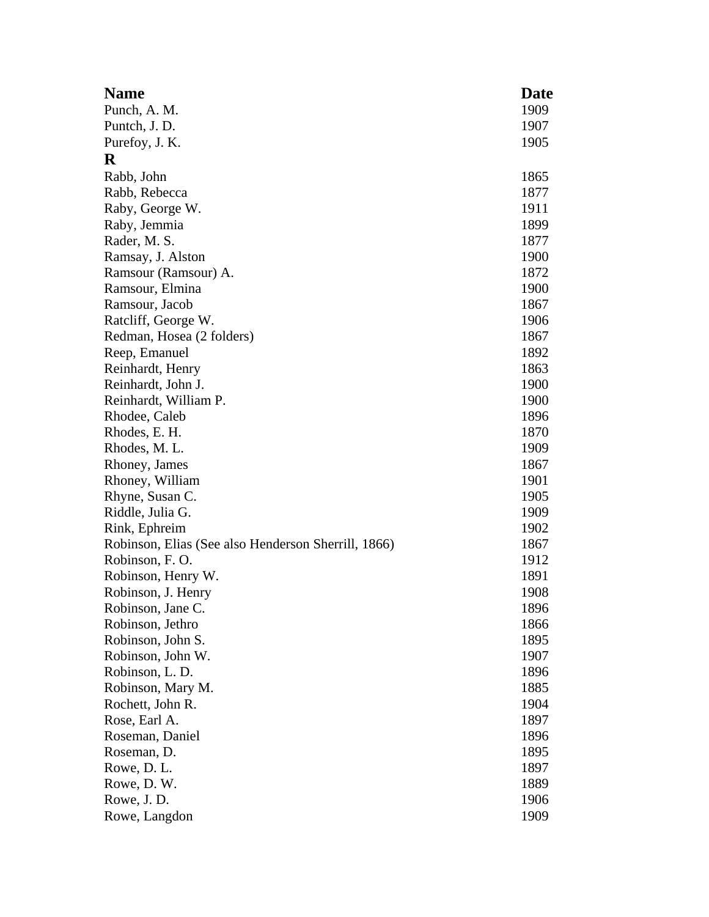| Name | Date |
| --- | --- |
| Punch, A. M. | 1909 |
| Puntch, J. D. | 1907 |
| Purefoy, J. K. | 1905 |
| **R** | |
| Rabb, John | 1865 |
| Rabb, Rebecca | 1877 |
| Raby, George W. | 1911 |
| Raby, Jemmia | 1899 |
| Rader, M. S. | 1877 |
| Ramsay, J. Alston | 1900 |
| Ramsour (Ramsour) A. | 1872 |
| Ramsour, Elmina | 1900 |
| Ramsour, Jacob | 1867 |
| Ratcliff, George W. | 1906 |
| Redman, Hosea (2 folders) | 1867 |
| Reep, Emanuel | 1892 |
| Reinhardt, Henry | 1863 |
| Reinhardt, John J. | 1900 |
| Reinhardt, William P. | 1900 |
| Rhodee, Caleb | 1896 |
| Rhodes, E. H. | 1870 |
| Rhodes, M. L. | 1909 |
| Rhoney, James | 1867 |
| Rhoney, William | 1901 |
| Rhyne, Susan C. | 1905 |
| Riddle, Julia G. | 1909 |
| Rink, Ephreim | 1902 |
| Robinson, Elias (See also Henderson Sherrill, 1866) | 1867 |
| Robinson, F. O. | 1912 |
| Robinson, Henry W. | 1891 |
| Robinson, J. Henry | 1908 |
| Robinson, Jane C. | 1896 |
| Robinson, Jethro | 1866 |
| Robinson, John S. | 1895 |
| Robinson, John W. | 1907 |
| Robinson, L. D. | 1896 |
| Robinson, Mary M. | 1885 |
| Rochett, John R. | 1904 |
| Rose, Earl A. | 1897 |
| Roseman, Daniel | 1896 |
| Roseman, D. | 1895 |
| Rowe, D. L. | 1897 |
| Rowe, D. W. | 1889 |
| Rowe, J. D. | 1906 |
| Rowe, Langdon | 1909 |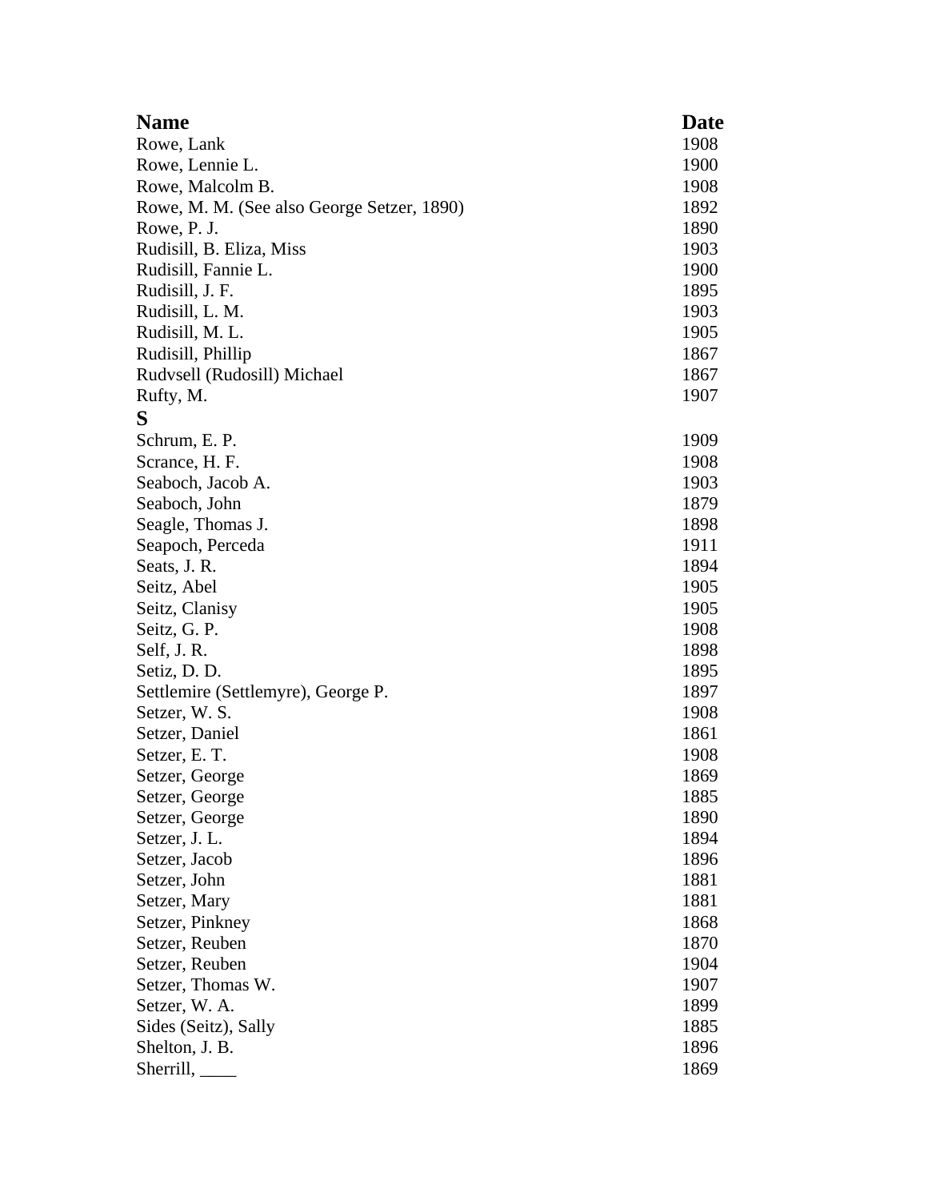| Name | Date |
|---|---|
| Rowe, Lank | 1908 |
| Rowe, Lennie L. | 1900 |
| Rowe, Malcolm B. | 1908 |
| Rowe, M. M. (See also George Setzer, 1890) | 1892 |
| Rowe, P. J. | 1890 |
| Rudisill, B. Eliza, Miss | 1903 |
| Rudisill, Fannie L. | 1900 |
| Rudisill, J. F. | 1895 |
| Rudisill, L. M. | 1903 |
| Rudisill, M. L. | 1905 |
| Rudisill, Phillip | 1867 |
| Rudvsell (Rudosill) Michael | 1867 |
| Rufty, M. | 1907 |
| **S** | |
| Schrum, E. P. | 1909 |
| Scrance, H. F. | 1908 |
| Seaboch, Jacob A. | 1903 |
| Seaboch, John | 1879 |
| Seagle, Thomas J. | 1898 |
| Seapoch, Perceda | 1911 |
| Seats, J. R. | 1894 |
| Seitz, Abel | 1905 |
| Seitz, Clanisy | 1905 |
| Seitz, G. P. | 1908 |
| Self, J. R. | 1898 |
| Setiz, D. D. | 1895 |
| Settlemire (Settlemyre), George P. | 1897 |
| Setzer, W. S. | 1908 |
| Setzer, Daniel | 1861 |
| Setzer, E. T. | 1908 |
| Setzer, George | 1869 |
| Setzer, George | 1885 |
| Setzer, George | 1890 |
| Setzer, J. L. | 1894 |
| Setzer, Jacob | 1896 |
| Setzer, John | 1881 |
| Setzer, Mary | 1881 |
| Setzer, Pinkney | 1868 |
| Setzer, Reuben | 1870 |
| Setzer, Reuben | 1904 |
| Setzer, Thomas W. | 1907 |
| Setzer, W. A. | 1899 |
| Sides (Seitz), Sally | 1885 |
| Shelton, J. B. | 1896 |
| Sherrill, ____ | 1869 |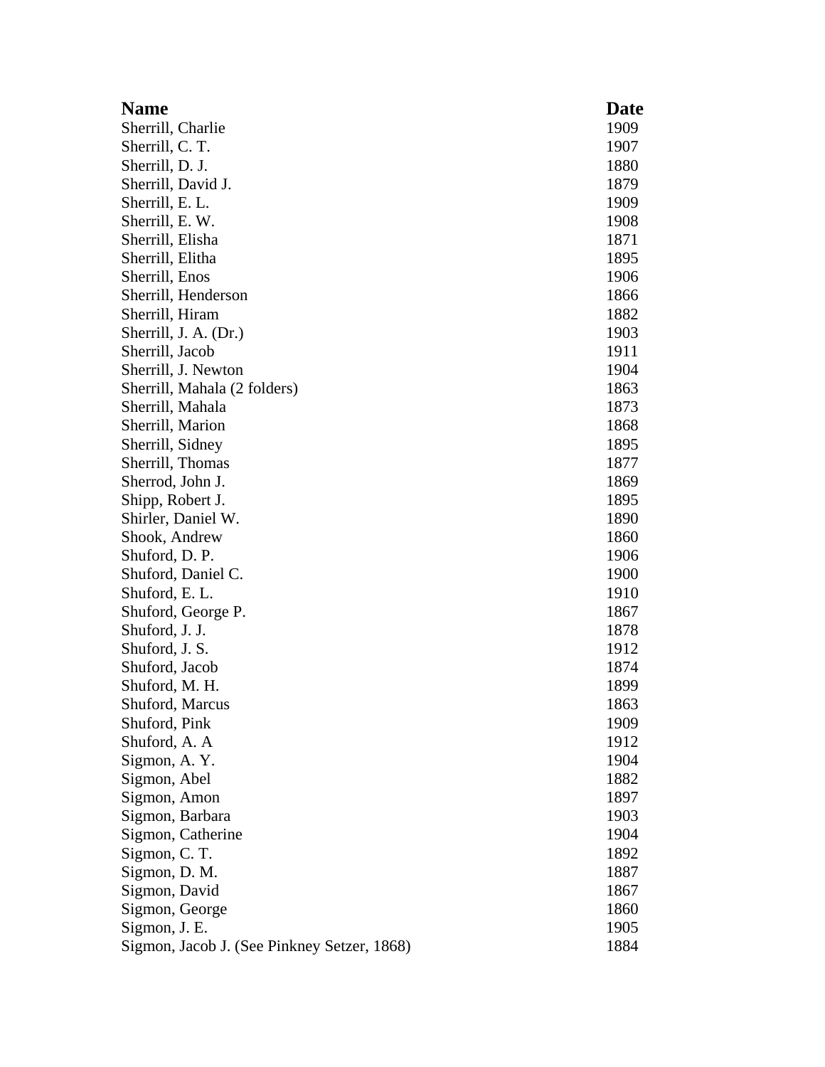| Name | Date |
| --- | --- |
| Sherrill, Charlie | 1909 |
| Sherrill, C. T. | 1907 |
| Sherrill, D. J. | 1880 |
| Sherrill, David J. | 1879 |
| Sherrill, E. L. | 1909 |
| Sherrill, E. W. | 1908 |
| Sherrill, Elisha | 1871 |
| Sherrill, Elitha | 1895 |
| Sherrill, Enos | 1906 |
| Sherrill, Henderson | 1866 |
| Sherrill, Hiram | 1882 |
| Sherrill, J. A. (Dr.) | 1903 |
| Sherrill, Jacob | 1911 |
| Sherrill, J. Newton | 1904 |
| Sherrill, Mahala (2 folders) | 1863 |
| Sherrill, Mahala | 1873 |
| Sherrill, Marion | 1868 |
| Sherrill, Sidney | 1895 |
| Sherrill, Thomas | 1877 |
| Sherrod, John J. | 1869 |
| Shipp, Robert J. | 1895 |
| Shirler, Daniel W. | 1890 |
| Shook, Andrew | 1860 |
| Shuford, D. P. | 1906 |
| Shuford, Daniel C. | 1900 |
| Shuford, E. L. | 1910 |
| Shuford, George P. | 1867 |
| Shuford, J. J. | 1878 |
| Shuford, J. S. | 1912 |
| Shuford, Jacob | 1874 |
| Shuford, M. H. | 1899 |
| Shuford, Marcus | 1863 |
| Shuford, Pink | 1909 |
| Shuford, A. A | 1912 |
| Sigmon, A. Y. | 1904 |
| Sigmon, Abel | 1882 |
| Sigmon, Amon | 1897 |
| Sigmon, Barbara | 1903 |
| Sigmon, Catherine | 1904 |
| Sigmon, C. T. | 1892 |
| Sigmon, D. M. | 1887 |
| Sigmon, David | 1867 |
| Sigmon, George | 1860 |
| Sigmon, J. E. | 1905 |
| Sigmon, Jacob J. (See Pinkney Setzer, 1868) | 1884 |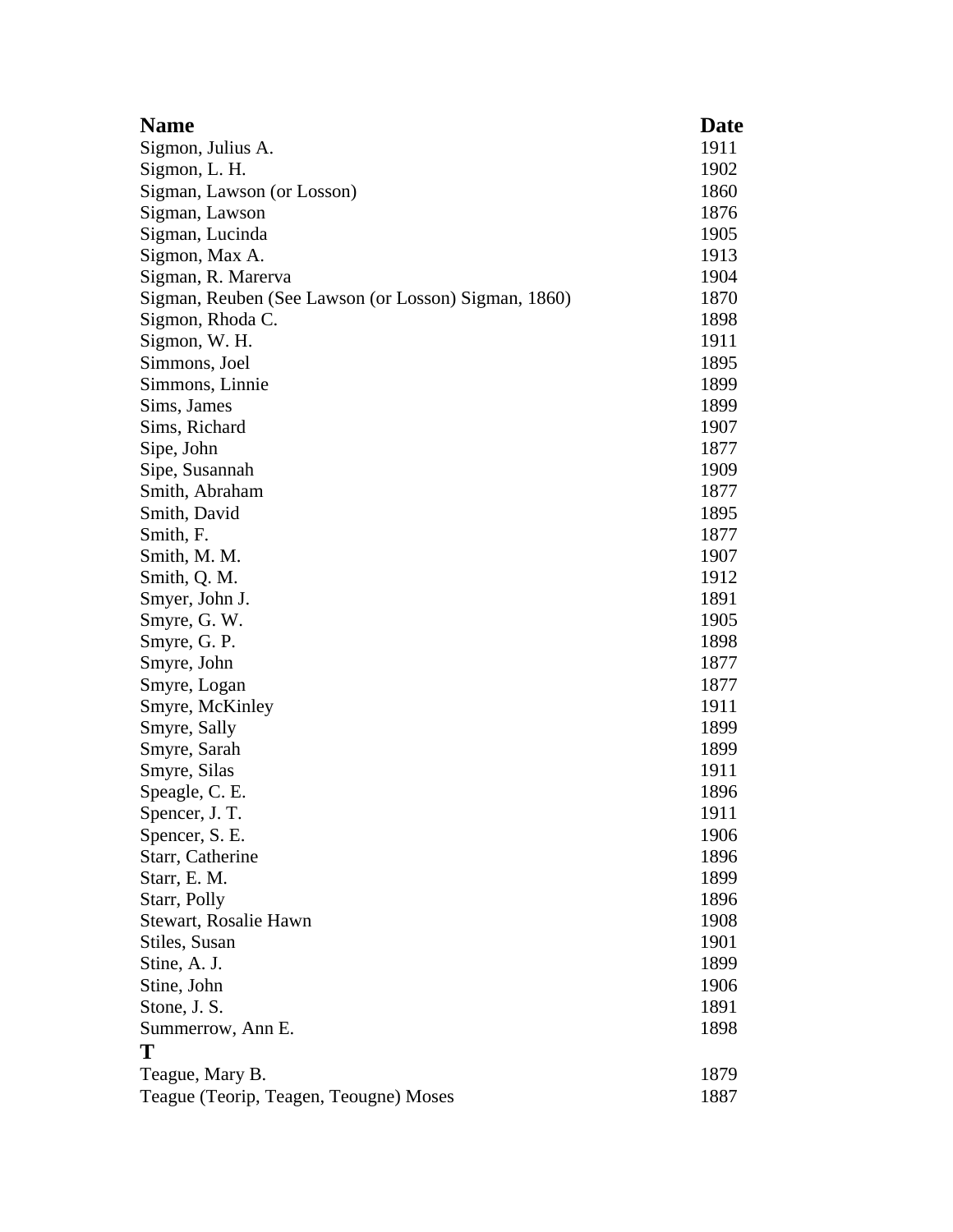| Name | Date |
|---|---|
| Sigmon, Julius A. | 1911 |
| Sigmon, L. H. | 1902 |
| Sigman, Lawson (or Losson) | 1860 |
| Sigman, Lawson | 1876 |
| Sigman, Lucinda | 1905 |
| Sigmon, Max A. | 1913 |
| Sigman, R. Marerva | 1904 |
| Sigman, Reuben (See Lawson (or Losson) Sigman, 1860) | 1870 |
| Sigmon, Rhoda C. | 1898 |
| Sigmon, W. H. | 1911 |
| Simmons, Joel | 1895 |
| Simmons, Linnie | 1899 |
| Sims, James | 1899 |
| Sims, Richard | 1907 |
| Sipe, John | 1877 |
| Sipe, Susannah | 1909 |
| Smith, Abraham | 1877 |
| Smith, David | 1895 |
| Smith, F. | 1877 |
| Smith, M. M. | 1907 |
| Smith, Q. M. | 1912 |
| Smyer, John J. | 1891 |
| Smyre, G. W. | 1905 |
| Smyre, G. P. | 1898 |
| Smyre, John | 1877 |
| Smyre, Logan | 1877 |
| Smyre, McKinley | 1911 |
| Smyre, Sally | 1899 |
| Smyre, Sarah | 1899 |
| Smyre, Silas | 1911 |
| Speagle, C. E. | 1896 |
| Spencer, J. T. | 1911 |
| Spencer, S. E. | 1906 |
| Starr, Catherine | 1896 |
| Starr, E. M. | 1899 |
| Starr, Polly | 1896 |
| Stewart, Rosalie Hawn | 1908 |
| Stiles, Susan | 1901 |
| Stine, A. J. | 1899 |
| Stine, John | 1906 |
| Stone, J. S. | 1891 |
| Summerrow, Ann E. | 1898 |
| **T** | |
| Teague, Mary B. | 1879 |
| Teague (Teorip, Teagen, Teougne) Moses | 1887 |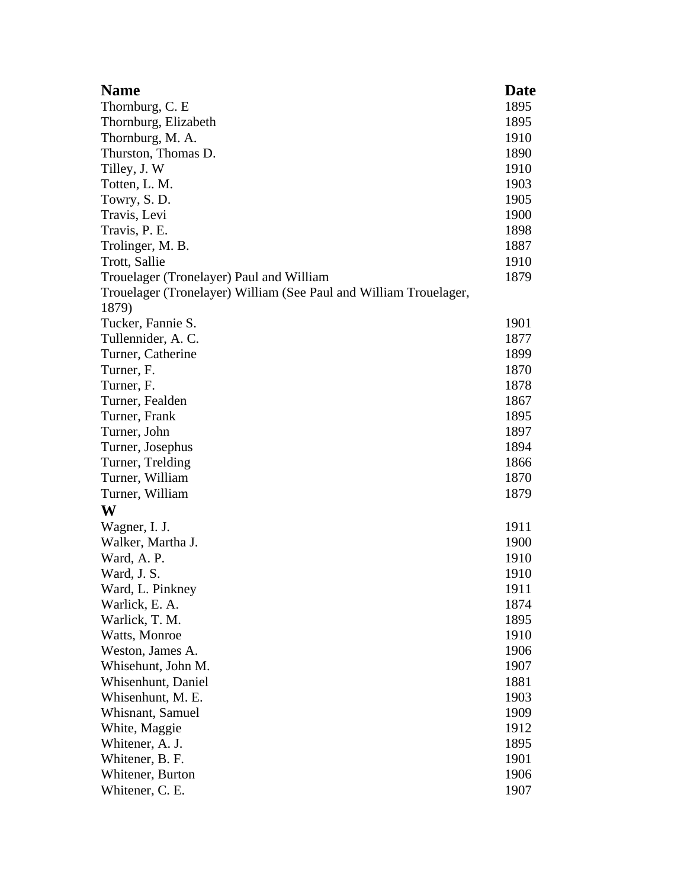| Name | Date |
|---|---|
| Thornburg, C. E | 1895 |
| Thornburg, Elizabeth | 1895 |
| Thornburg, M. A. | 1910 |
| Thurston, Thomas D. | 1890 |
| Tilley, J. W | 1910 |
| Totten, L. M. | 1903 |
| Towry, S. D. | 1905 |
| Travis, Levi | 1900 |
| Travis, P. E. | 1898 |
| Trolinger, M. B. | 1887 |
| Trott, Sallie | 1910 |
| Trouelager (Tronelayer) Paul and William | 1879 |
| Trouelager (Tronelayer) William (See Paul and William Trouelager, 1879) | |
| Tucker, Fannie S. | 1901 |
| Tullennider, A. C. | 1877 |
| Turner, Catherine | 1899 |
| Turner, F. | 1870 |
| Turner, F. | 1878 |
| Turner, Fealden | 1867 |
| Turner, Frank | 1895 |
| Turner, John | 1897 |
| Turner, Josephus | 1894 |
| Turner, Trelding | 1866 |
| Turner, William | 1870 |
| Turner, William | 1879 |
| **W** | |
| Wagner, I. J. | 1911 |
| Walker, Martha J. | 1900 |
| Ward, A. P. | 1910 |
| Ward, J. S. | 1910 |
| Ward, L. Pinkney | 1911 |
| Warlick, E. A. | 1874 |
| Warlick, T. M. | 1895 |
| Watts, Monroe | 1910 |
| Weston, James A. | 1906 |
| Whisehunt, John M. | 1907 |
| Whisenhunt, Daniel | 1881 |
| Whisenhunt, M. E. | 1903 |
| Whisnant, Samuel | 1909 |
| White, Maggie | 1912 |
| Whitener, A. J. | 1895 |
| Whitener, B. F. | 1901 |
| Whitener, Burton | 1906 |
| Whitener, C. E. | 1907 |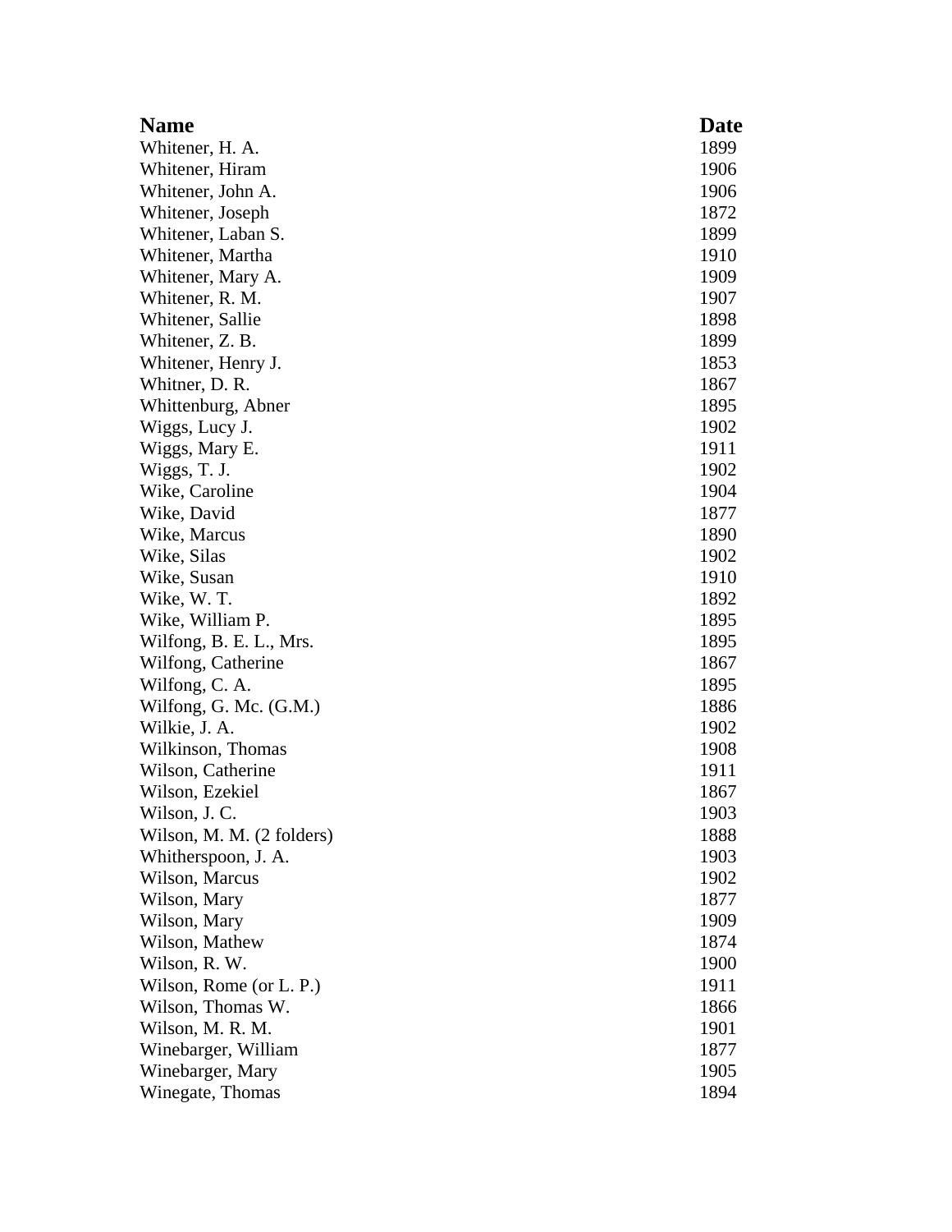| Name | Date |
|---|---|
| Whitener, H. A. | 1899 |
| Whitener, Hiram | 1906 |
| Whitener, John A. | 1906 |
| Whitener, Joseph | 1872 |
| Whitener, Laban S. | 1899 |
| Whitener, Martha | 1910 |
| Whitener, Mary A. | 1909 |
| Whitener, R. M. | 1907 |
| Whitener, Sallie | 1898 |
| Whitener, Z. B. | 1899 |
| Whitener, Henry J. | 1853 |
| Whitner, D. R. | 1867 |
| Whittenburg, Abner | 1895 |
| Wiggs, Lucy J. | 1902 |
| Wiggs, Mary E. | 1911 |
| Wiggs, T. J. | 1902 |
| Wike, Caroline | 1904 |
| Wike, David | 1877 |
| Wike, Marcus | 1890 |
| Wike, Silas | 1902 |
| Wike, Susan | 1910 |
| Wike, W. T. | 1892 |
| Wike, William P. | 1895 |
| Wilfong, B. E. L., Mrs. | 1895 |
| Wilfong, Catherine | 1867 |
| Wilfong, C. A. | 1895 |
| Wilfong, G. Mc. (G.M.) | 1886 |
| Wilkie, J. A. | 1902 |
| Wilkinson, Thomas | 1908 |
| Wilson, Catherine | 1911 |
| Wilson, Ezekiel | 1867 |
| Wilson, J. C. | 1903 |
| Wilson, M. M. (2 folders) | 1888 |
| Whitherspoon, J. A. | 1903 |
| Wilson, Marcus | 1902 |
| Wilson, Mary | 1877 |
| Wilson, Mary | 1909 |
| Wilson, Mathew | 1874 |
| Wilson, R. W. | 1900 |
| Wilson, Rome (or L. P.) | 1911 |
| Wilson, Thomas W. | 1866 |
| Wilson, M. R. M. | 1901 |
| Winebarger, William | 1877 |
| Winebarger, Mary | 1905 |
| Winegate, Thomas | 1894 |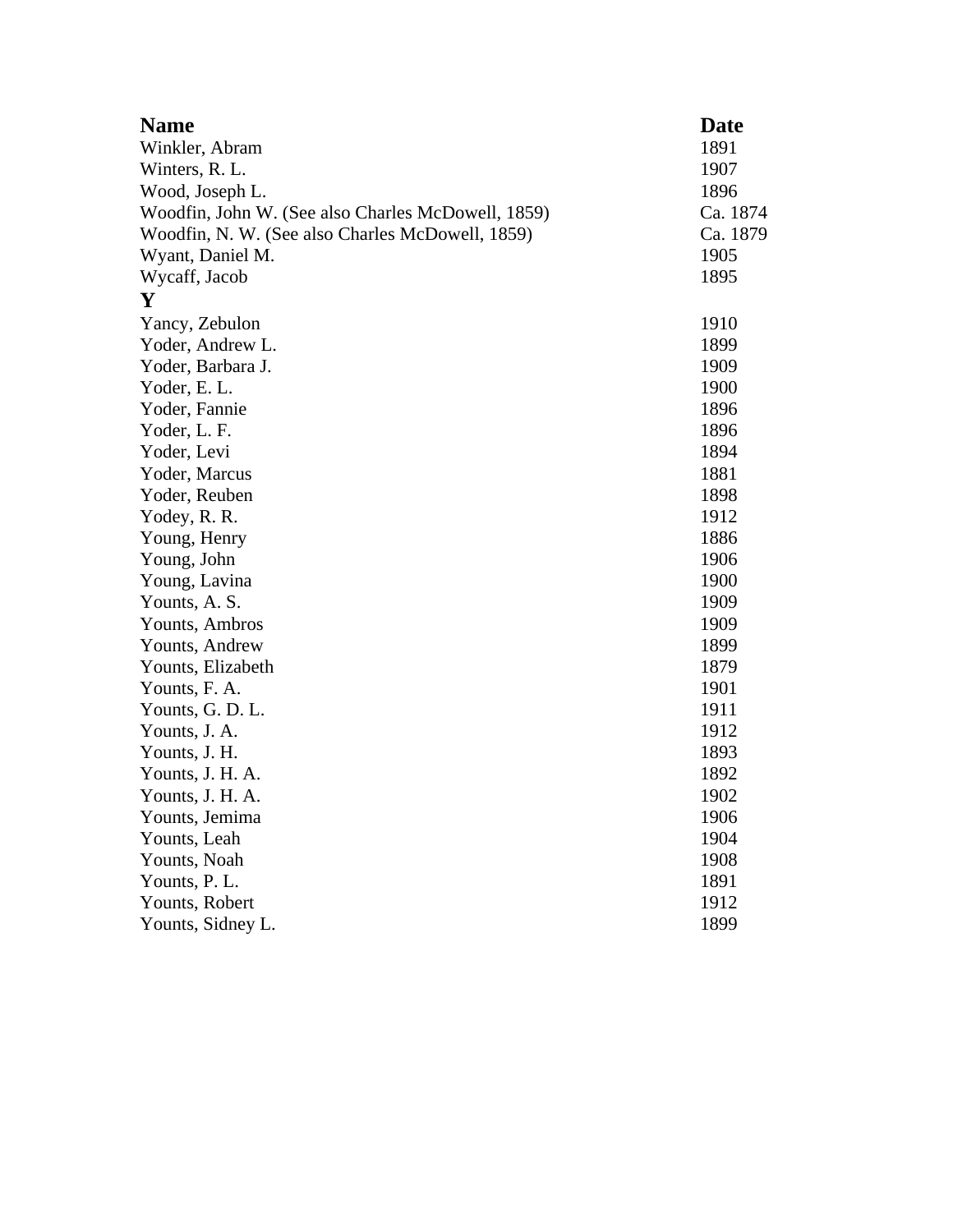| Name | Date |
| --- | --- |
| Winkler, Abram | 1891 |
| Winters, R. L. | 1907 |
| Wood, Joseph L. | 1896 |
| Woodfin, John W. (See also Charles McDowell, 1859) | Ca. 1874 |
| Woodfin, N. W. (See also Charles McDowell, 1859) | Ca. 1879 |
| Wyant, Daniel M. | 1905 |
| Wycaff, Jacob | 1895 |
| **Y** | |
| Yancy, Zebulon | 1910 |
| Yoder, Andrew L. | 1899 |
| Yoder, Barbara J. | 1909 |
| Yoder, E. L. | 1900 |
| Yoder, Fannie | 1896 |
| Yoder, L. F. | 1896 |
| Yoder, Levi | 1894 |
| Yoder, Marcus | 1881 |
| Yoder, Reuben | 1898 |
| Yodey, R. R. | 1912 |
| Young, Henry | 1886 |
| Young, John | 1906 |
| Young, Lavina | 1900 |
| Younts, A. S. | 1909 |
| Younts, Ambros | 1909 |
| Younts, Andrew | 1899 |
| Younts, Elizabeth | 1879 |
| Younts, F. A. | 1901 |
| Younts, G. D. L. | 1911 |
| Younts, J. A. | 1912 |
| Younts, J. H. | 1893 |
| Younts, J. H. A. | 1892 |
| Younts, J. H. A. | 1902 |
| Younts, Jemima | 1906 |
| Younts, Leah | 1904 |
| Younts, Noah | 1908 |
| Younts, P. L. | 1891 |
| Younts, Robert | 1912 |
| Younts, Sidney L. | 1899 |